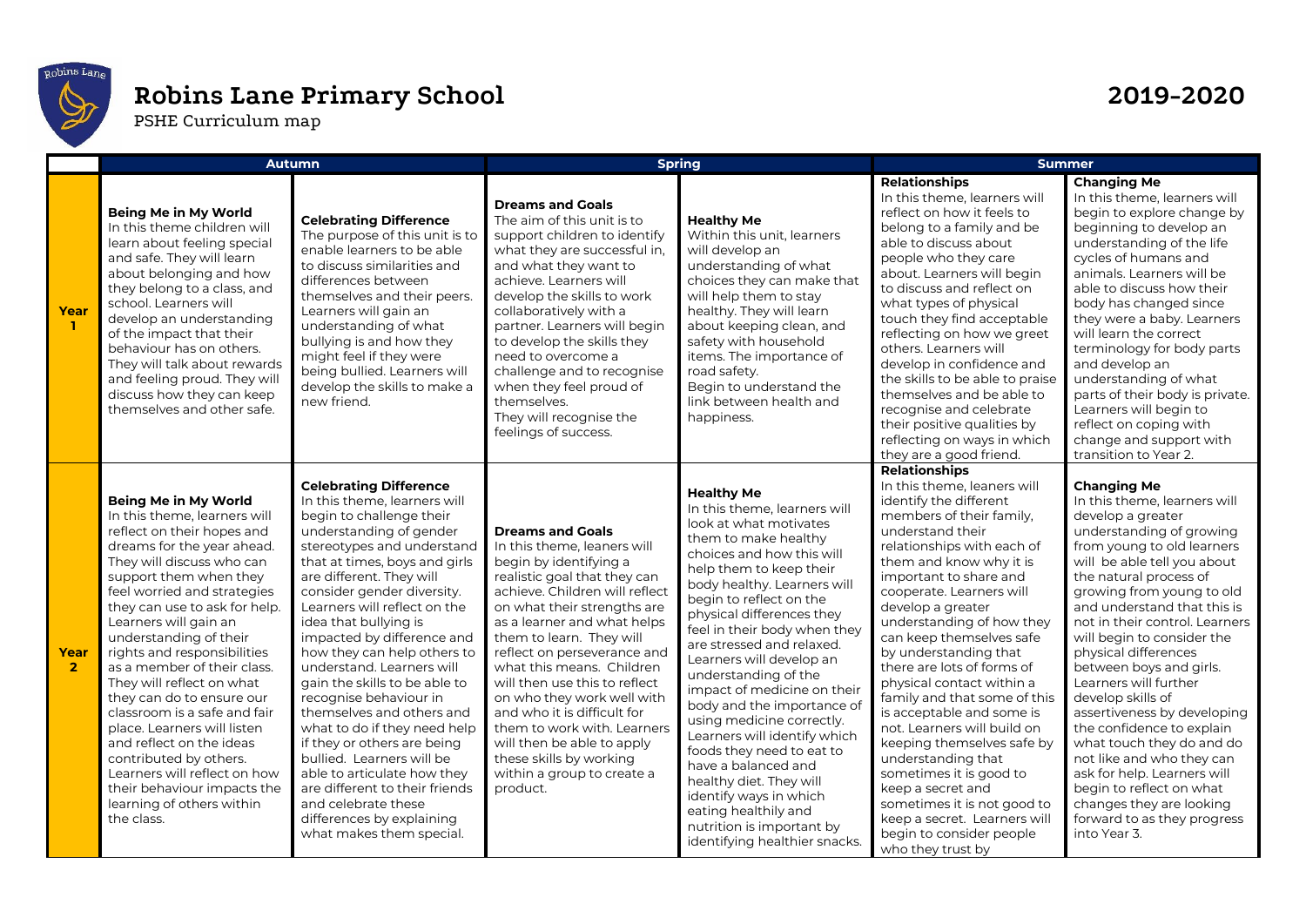# Robins Lane Primary School

PSHE Curriculum map

**2019-2020**

| | Autumn | | Spring | | Summer | |
|---|---|---|---|---|---|---|
| **Year 1** | **Being Me in My World** In this theme children will learn about feeling special and safe. They will learn about belonging and how they belong to a class, and school. Learners will develop an understanding of the impact that their behaviour has on others. They will talk about rewards and feeling proud. They will discuss how they can keep themselves and other safe. | **Celebrating Difference** The purpose of this unit is to enable learners to be able to discuss similarities and differences between themselves and their peers. Learners will gain an understanding of what bullying is and how they might feel if they were being bullied. Learners will develop the skills to make a new friend. | **Dreams and Goals** The aim of this unit is to support children to identify what they are successful in, and what they want to achieve. Learners will develop the skills to work collaboratively with a partner. Learners will begin to develop the skills they need to overcome a challenge and to recognise when they feel proud of themselves. They will recognise the feelings of success. | **Healthy Me** Within this unit, learners will develop an understanding of what choices they can make that will help them to stay healthy. They will learn about keeping clean, and safety with household items. The importance of road safety. Begin to understand the link between health and happiness. | **Relationships** In this theme, learners will reflect on how it feels to belong to a family and be able to discuss about people who they care about. Learners will begin to discuss and reflect on what types of physical touch they find acceptable reflecting on how we greet others. Learners will develop in confidence and the skills to be able to praise themselves and be able to recognise and celebrate their positive qualities by reflecting on ways in which they are a good friend. | **Changing Me** In this theme, learners will begin to explore change by beginning to develop an understanding of the life cycles of humans and animals. Learners will be able to discuss how their body has changed since they were a baby. Learners will learn the correct terminology for body parts and develop an understanding of what parts of their body is private. Learners will begin to reflect on coping with change and support with transition to Year 2. |
| **Year 2** | **Being Me in My World** In this theme, learners will reflect on their hopes and dreams for the year ahead. They will discuss who can support them when they feel worried and strategies they can use to ask for help. Learners will gain an understanding of their rights and responsibilities as a member of their class. They will reflect on what they can do to ensure our classroom is a safe and fair place. Learners will listen and reflect on the ideas contributed by others. Learners will reflect on how their behaviour impacts the learning of others within the class. | **Celebrating Difference** In this theme, learners will begin to challenge their understanding of gender stereotypes and understand that at times, boys and girls are different. They will consider gender diversity. Learners will reflect on the idea that bullying is impacted by difference and how they can help others to understand. Learners will gain the skills to be able to recognise behaviour in themselves and others and what to do if they need help if they or others are being bullied. Learners will be able to articulate how they are different to their friends and celebrate these differences by explaining what makes them special. | **Dreams and Goals** In this theme, leaners will begin by identifying a realistic goal that they can achieve. Children will reflect on what their strengths are as a learner and what helps them to learn. They will reflect on perseverance and what this means. Children will then use this to reflect on who they work well with and who it is difficult for them to work with. Learners will then be able to apply these skills by working within a group to create a product. | **Healthy Me** In this theme, learners will look at what motivates them to make healthy choices and how this will help them to keep their body healthy. Learners will begin to reflect on the physical differences they feel in their body when they are stressed and relaxed. Learners will develop an understanding of the impact of medicine on their body and the importance of using medicine correctly. Learners will identify which foods they need to eat to have a balanced and healthy diet. They will identify ways in which eating healthily and nutrition is important by identifying healthier snacks. | **Relationships** In this theme, leaners will identify the different members of their family, understand their relationships with each of them and know why it is important to share and cooperate. Learners will develop a greater understanding of how they can keep themselves safe by understanding that there are lots of forms of physical contact within a family and that some of this is acceptable and some is not. Learners will build on keeping themselves safe by understanding that sometimes it is good to keep a secret and sometimes it is not good to keep a secret. Learners will begin to consider people who they trust by | **Changing Me** In this theme, learners will develop a greater understanding of growing from young to old learners will be able tell you about the natural process of growing from young to old and understand that this is not in their control. Learners will begin to consider the physical differences between boys and girls. Learners will further develop skills of assertiveness by developing the confidence to explain what touch they do and do not like and who they can ask for help. Learners will begin to reflect on what changes they are looking forward to as they progress into Year 3. |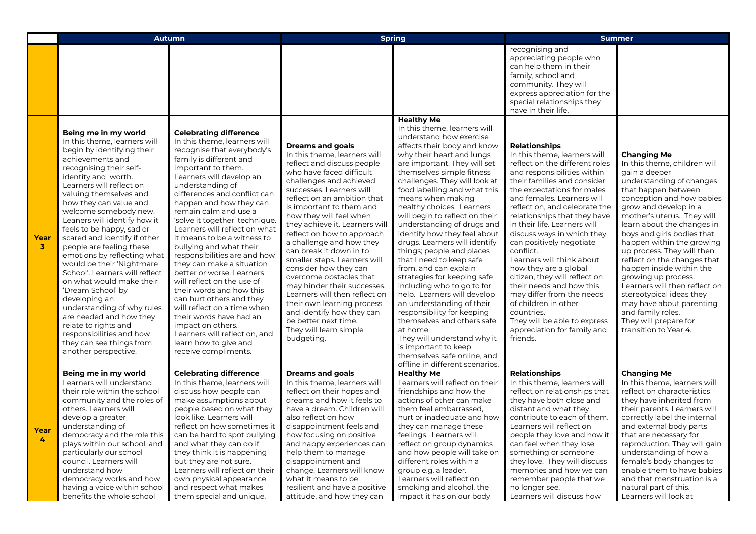| | Autumn | | Spring | | Summer | |
|---|---|---|---|---|---|---|
| | | | | | recognising and appreciating people who can help them in their family, school and community. They will express appreciation for the special relationships they have in their life. | |
| **Year 3** | **Being me in my world** In this theme, learners will begin by identifying their achievements and recognising their self-identity and worth. Learners will reflect on valuing themselves and how they can value and welcome somebody new. Leaners will identify how it feels to be happy, sad or scared and identify if other people are feeling these emotions by reflecting what would be their 'Nightmare School'. Learners will reflect on what would make their 'Dream School' by developing an understanding of why rules are needed and how they relate to rights and responsibilities and how they can see things from another perspective. | **Celebrating difference** In this theme, learners will recognise that everybody's family is different and important to them. Learners will develop an understanding of differences and conflict can happen and how they can remain calm and use a 'solve it together' technique. Learners will reflect on what it means to be a witness to bullying and what their responsibilities are and how they can make a situation better or worse. Learners will reflect on the use of their words and how this can hurt others and they will reflect on a time when their words have had an impact on others. Learners will reflect on, and learn how to give and receive compliments. | **Dreams and goals** In this theme, learners will reflect and discuss people who have faced difficult challenges and achieved successes. Learners will reflect on an ambition that is important to them and how they will feel when they achieve it. Learners will reflect on how to approach a challenge and how they can break it down in to smaller steps. Learners will consider how they can overcome obstacles that may hinder their successes. Learners will then reflect on their own learning process and identify how they can be better next time. They will learn simple budgeting. | **Healthy Me** In this theme, learners will understand how exercise affects their body and know why their heart and lungs are important. They will set themselves simple fitness challenges. They will look at food labelling and what this means when making healthy choices. Learners will begin to reflect on their understanding of drugs and identify how they feel about drugs. Learners will identify things; people and places that I need to keep safe from, and can explain strategies for keeping safe including who to go to for help. Learners will develop an understanding of their responsibility for keeping themselves and others safe at home. They will understand why it is important to keep themselves safe online, and offline in different scenarios. | **Relationships** In this theme, learners will reflect on the different roles and responsibilities within their families and consider the expectations for males and females. Learners will reflect on, and celebrate the relationships that they have in their life. Learners will discuss ways in which they can positively negotiate conflict. Learners will think about how they are a global citizen, they will reflect on their needs and how this may differ from the needs of children in other countries. They will be able to express appreciation for family and friends. | **Changing Me** In this theme, children will gain a deeper understanding of changes that happen between conception and how babies grow and develop in a mother's uterus. They will learn about the changes in boys and girls bodies that happen within the growing up process. They will then reflect on the changes that happen inside within the growing up process. Learners will then reflect on stereotypical ideas they may have about parenting and family roles. They will prepare for transition to Year 4. |
| **Year 4** | **Being me in my world** Learners will understand their role within the school community and the roles of others. Learners will develop a greater understanding of democracy and the role this plays within our school, and particularly our school council. Learners will understand how democracy works and how having a voice within school benefits the whole school | **Celebrating difference** In this theme, learners will discuss how people can make assumptions about people based on what they look like. Learners will reflect on how sometimes it can be hard to spot bullying and what they can do if they think it is happening but they are not sure. Learners will reflect on their own physical appearance and respect what makes them special and unique. | **Dreams and goals** In this theme, learners will reflect on their hopes and dreams and how it feels to have a dream. Children will also reflect on how disappointment feels and how focusing on positive and happy experiences can help them to manage disappointment and change. Learners will know what it means to be resilient and have a positive attitude, and how they can | **Healthy Me** Learners will reflect on their friendships and how the actions of other can make them feel embarrassed, hurt or inadequate and how they can manage these feelings. Learners will reflect on group dynamics and how people will take on different roles within a group e.g. a leader. Learners will reflect on smoking and alcohol, the impact it has on our body | **Relationships** In this theme, learners will reflect on relationships that they have both close and distant and what they contribute to each of them. Learners will reflect on people they love and how it can feel when they lose something or someone they love. They will discuss memories and how we can remember people that we no longer see. Learners will discuss how | **Changing Me** In this theme, learners will reflect on characteristics they have inherited from their parents. Learners will correctly label the internal and external body parts that are necessary for reproduction. They will gain understanding of how a female's body changes to enable them to have babies and that menstruation is a natural part of this. Learners will look at |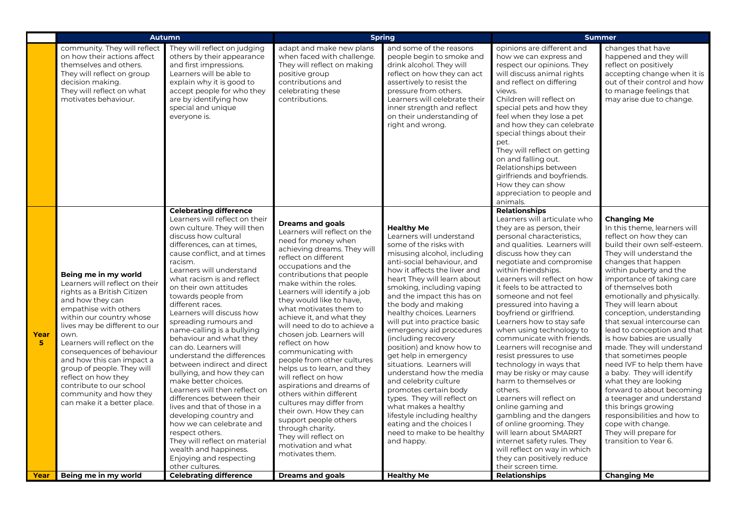| | Autumn | | Spring | | Summer | |
|---|---|---|---|---|---|---|
| | community. They will reflect on how their actions affect themselves and others. They will reflect on group decision making. They will reflect on what motivates behaviour. | They will reflect on judging others by their appearance and first impressions. Learners will be able to explain why it is good to accept people for who they are by identifying how special and unique everyone is. | adapt and make new plans when faced with challenge. They will reflect on making positive group contributions and celebrating these contributions. | and some of the reasons people begin to smoke and drink alcohol. They will reflect on how they can act assertively to resist the pressure from others. Learners will celebrate their inner strength and reflect on their understanding of right and wrong. | opinions are different and how we can express and respect our opinions. They will discuss animal rights and reflect on differing views. Children will reflect on special pets and how they feel when they lose a pet and how they can celebrate special things about their pet. They will reflect on getting on and falling out. Relationships between girlfriends and boyfriends. How they can show appreciation to people and animals. | changes that have happened and they will reflect on positively accepting change when it is out of their control and how to manage feelings that may arise due to change. |
| **Year 5** | **Being me in my world** Learners will reflect on their rights as a British Citizen and how they can empathise with others within our country whose lives may be different to our own. Learners will reflect on the consequences of behaviour and how this can impact a group of people. They will reflect on how they contribute to our school community and how they can make it a better place. | **Celebrating difference** Learners will reflect on their own culture. They will then discuss how cultural differences, can at times, cause conflict, and at times racism. Learners will understand what racism is and reflect on their own attitudes towards people from different races. Learners will discuss how spreading rumours and name-calling is a bullying behaviour and what they can do. Learners will understand the differences between indirect and direct bullying, and how they can make better choices. Learners will then reflect on differences between their lives and that of those in a developing country and how we can celebrate and respect others. They will reflect on material wealth and happiness. Enjoying and respecting other cultures. | **Dreams and goals** Learners will reflect on the need for money when achieving dreams. They will reflect on different occupations and the contributions that people make within the roles. Learners will identify a job they would like to have, what motivates them to achieve it, and what they will need to do to achieve a chosen job. Learners will reflect on how communicating with people from other cultures helps us to learn, and they will reflect on how aspirations and dreams of others within different cultures may differ from their own. How they can support people others through charity. They will reflect on motivation and what motivates them. | **Healthy Me** Learners will understand some of the risks with misusing alcohol, including anti-social behaviour, and how it affects the liver and heart They will learn about smoking, including vaping and the impact this has on the body and making healthy choices. Learners will put into practice basic emergency aid procedures (including recovery position) and know how to get help in emergency situations. Learners will understand how the media and celebrity culture promotes certain body types. They will reflect on what makes a healthy lifestyle including healthy eating and the choices I need to make to be healthy and happy. | **Relationships** Learners will articulate who they are as person, their personal characteristics, and qualities. Learners will discuss how they can negotiate and compromise within friendships. Learners will reflect on how it feels to be attracted to someone and not feel pressured into having a boyfriend or girlfriend. Learners how to stay safe when using technology to communicate with friends. Learners will recognise and resist pressures to use technology in ways that may be risky or may cause harm to themselves or others. Learners will reflect on online gaming and gambling and the dangers of online grooming. They will learn about SMARRT internet safety rules. They will reflect on way in which they can positively reduce their screen time. | **Changing Me** In this theme, learners will reflect on how they can build their own self-esteem. They will understand the changes that happen within puberty and the importance of taking care of themselves both emotionally and physically. They will learn about conception, understanding that sexual intercourse can lead to conception and that is how babies are usually made. They will understand that sometimes people need IVF to help them have a baby. They will identify what they are looking forward to about becoming a teenager and understand this brings growing responsibilities and how to cope with change. They will prepare for transition to Year 6. |
| **Year** | **Being me in my world** | **Celebrating difference** | **Dreams and goals** | **Healthy Me** | **Relationships** | **Changing Me** |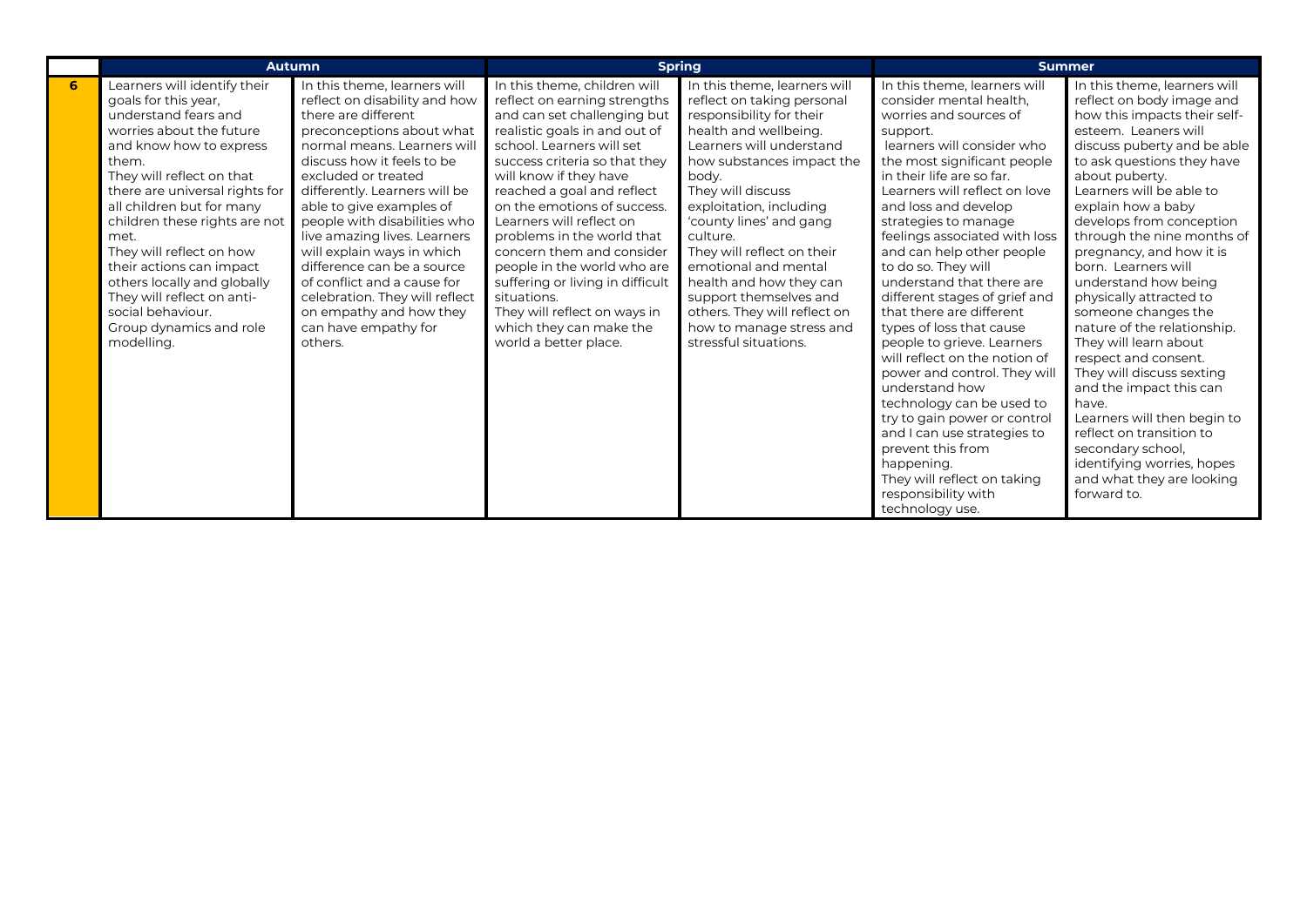| | Autumn | | Spring | | Summer | |
|---|---|---|---|---|---|---|
| 6 | Learners will identify their goals for this year, understand fears and worries about the future and know how to express them.<br>They will reflect on that there are universal rights for all children but for many children these rights are not met.<br>They will reflect on how their actions can impact others locally and globally They will reflect on anti-social behaviour.<br>Group dynamics and role modelling. | In this theme, learners will reflect on disability and how there are different preconceptions about what normal means. Learners will discuss how it feels to be excluded or treated differently. Learners will be able to give examples of people with disabilities who live amazing lives. Learners will explain ways in which difference can be a source of conflict and a cause for celebration. They will reflect on empathy and how they can have empathy for others. | In this theme, children will reflect on earning strengths and can set challenging but realistic goals in and out of school. Learners will set success criteria so that they will know if they have reached a goal and reflect on the emotions of success. Learners will reflect on problems in the world that concern them and consider people in the world who are suffering or living in difficult situations.<br>They will reflect on ways in which they can make the world a better place. | In this theme, learners will reflect on taking personal responsibility for their health and wellbeing. Learners will understand how substances impact the body.<br>They will discuss exploitation, including 'county lines' and gang culture.<br>They will reflect on their emotional and mental health and how they can support themselves and others. They will reflect on how to manage stress and stressful situations. | In this theme, learners will consider mental health, worries and sources of support.<br>learners will consider who the most significant people in their life are so far.<br>Learners will reflect on love and loss and develop strategies to manage feelings associated with loss and can help other people to do so. They will understand that there are different stages of grief and that there are different types of loss that cause people to grieve. Learners will reflect on the notion of power and control. They will understand how technology can be used to try to gain power or control and I can use strategies to prevent this from happening.<br>They will reflect on taking responsibility with technology use. | In this theme, learners will reflect on body image and how this impacts their self-esteem. Leaners will discuss puberty and be able to ask questions they have about puberty.<br>Learners will be able to explain how a baby develops from conception through the nine months of pregnancy, and how it is born. Learners will understand how being physically attracted to someone changes the nature of the relationship.<br>They will learn about respect and consent.<br>They will discuss sexting and the impact this can have.<br>Learners will then begin to reflect on transition to secondary school, identifying worries, hopes and what they are looking forward to. |